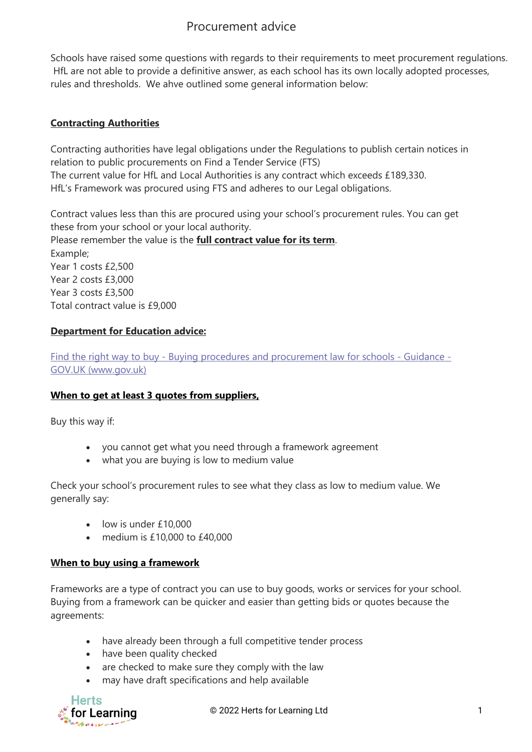# Procurement advice

Schools have raised some questions with regards to their requirements to meet procurement regulations. HfL are not able to provide a definitive answer, as each school has its own locally adopted processes, rules and thresholds. We ahve outlined some general information below:

## Contracting Authorities

Contracting authorities have legal obligations under the Regulations to publish certain notices in relation to public procurements on Find a Tender Service (FTS)
The current value for HfL and Local Authorities is any contract which exceeds £189,330.
HfL's Framework was procured using FTS and adheres to our Legal obligations.

Contract values less than this are procured using your school's procurement rules. You can get these from your school or your local authority.
Please remember the value is the **full contract value for its term**.
Example;
Year 1 costs £2,500
Year 2 costs £3,000
Year 3 costs £3,500
Total contract value is £9,000

## Department for Education advice:

[Find the right way to buy - Buying procedures and procurement law for schools - Guidance - GOV.UK (www.gov.uk)](www.gov.uk)

## When to get at least 3 quotes from suppliers,

Buy this way if:

- you cannot get what you need through a framework agreement
- what you are buying is low to medium value

Check your school's procurement rules to see what they class as low to medium value. We generally say:

- low is under £10,000
- medium is £10,000 to £40,000

## When to buy using a framework

Frameworks are a type of contract you can use to buy goods, works or services for your school. Buying from a framework can be quicker and easier than getting bids or quotes because the agreements:

- have already been through a full competitive tender process
- have been quality checked
- are checked to make sure they comply with the law
- may have draft specifications and help available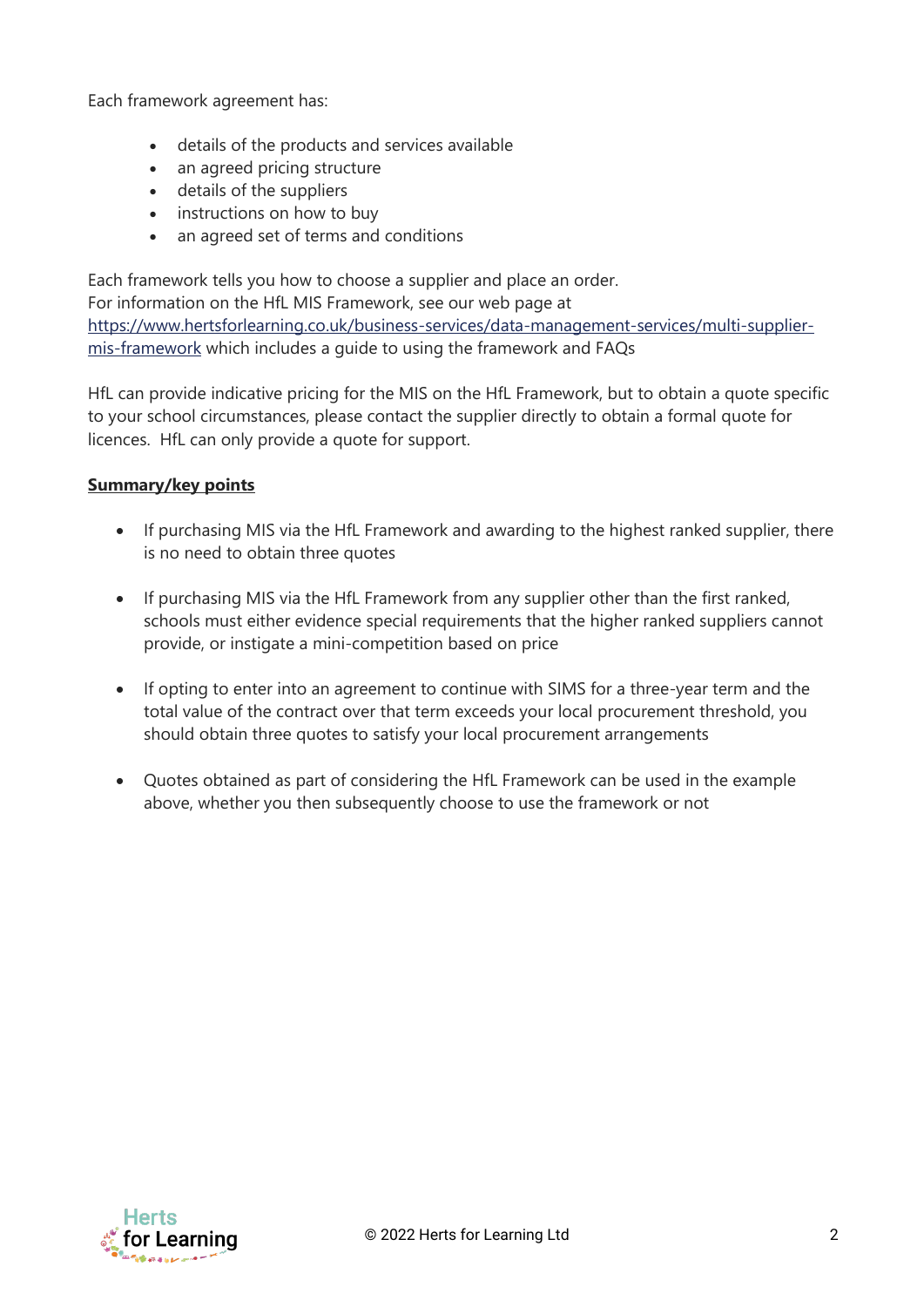Each framework agreement has:

- details of the products and services available
- an agreed pricing structure
- details of the suppliers
- instructions on how to buy
- an agreed set of terms and conditions

Each framework tells you how to choose a supplier and place an order.
For information on the HfL MIS Framework, see our web page at [https://www.hertsforlearning.co.uk/business-services/data-management-services/multi-supplier-mis-framework](https://www.hertsforlearning.co.uk/business-services/data-management-services/multi-supplier-mis-framework) which includes a guide to using the framework and FAQs

HfL can provide indicative pricing for the MIS on the HfL Framework, but to obtain a quote specific to your school circumstances, please contact the supplier directly to obtain a formal quote for licences. HfL can only provide a quote for support.

**Summary/key points**

- If purchasing MIS via the HfL Framework and awarding to the highest ranked supplier, there is no need to obtain three quotes

- If purchasing MIS via the HfL Framework from any supplier other than the first ranked, schools must either evidence special requirements that the higher ranked suppliers cannot provide, or instigate a mini-competition based on price

- If opting to enter into an agreement to continue with SIMS for a three-year term and the total value of the contract over that term exceeds your local procurement threshold, you should obtain three quotes to satisfy your local procurement arrangements

- Quotes obtained as part of considering the HfL Framework can be used in the example above, whether you then subsequently choose to use the framework or not